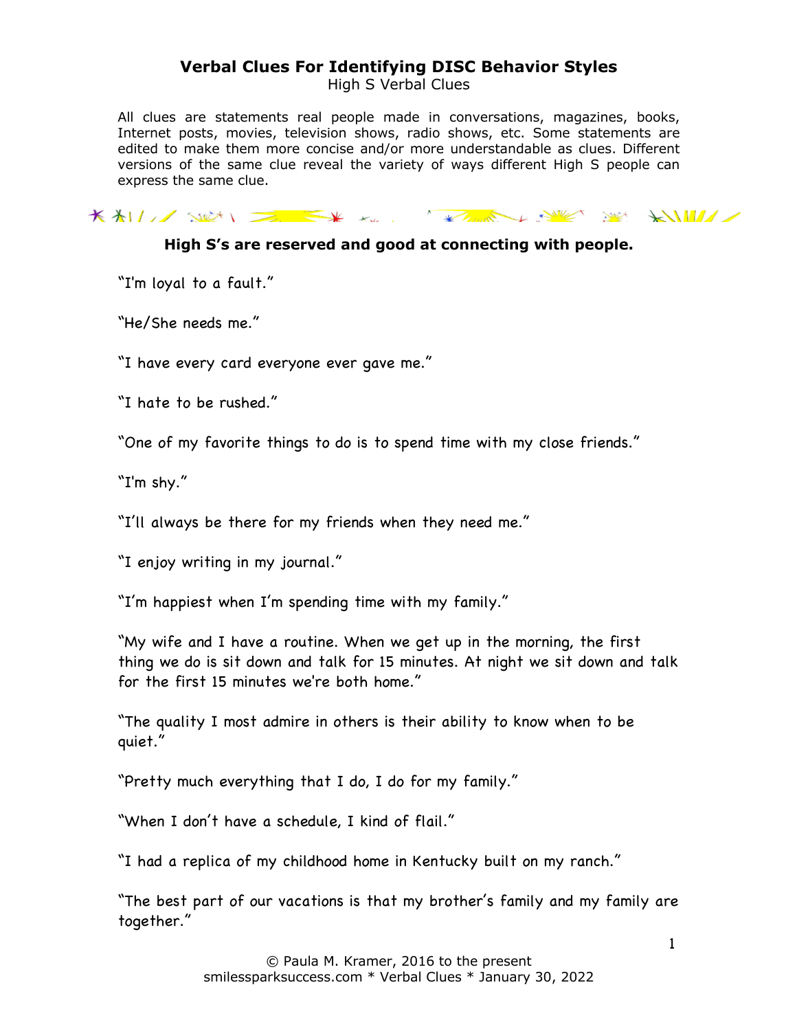# Verbal Clues For Identifying DISC Behavior Styles

High S Verbal Clues

All clues are statements real people made in conversations, magazines, books, Internet posts, movies, television shows, radio shows, etc. Some statements are edited to make them more concise and/or more understandable as clues. Different versions of the same clue reveal the variety of ways different High S people can express the same clue.

**High S's are reserved and good at connecting with people.**

"I'm loyal to a fault."

"He/She needs me."

"I have every card everyone ever gave me."

"I hate to be rushed."

"One of my favorite things to do is to spend time with my close friends."

"I'm shy."

"I'll always be there for my friends when they need me."

"I enjoy writing in my journal."

"I'm happiest when I'm spending time with my family."

"My wife and I have a routine. When we get up in the morning, the first thing we do is sit down and talk for 15 minutes. At night we sit down and talk for the first 15 minutes we're both home."

"The quality I most admire in others is their ability to know when to be quiet."

"Pretty much everything that I do, I do for my family."

"When I don't have a schedule, I kind of flail."

"I had a replica of my childhood home in Kentucky built on my ranch."

"The best part of our vacations is that my brother's family and my family are together."

© Paula M. Kramer, 2016 to the present
smilessparksuccess.com * Verbal Clues * January 30, 2022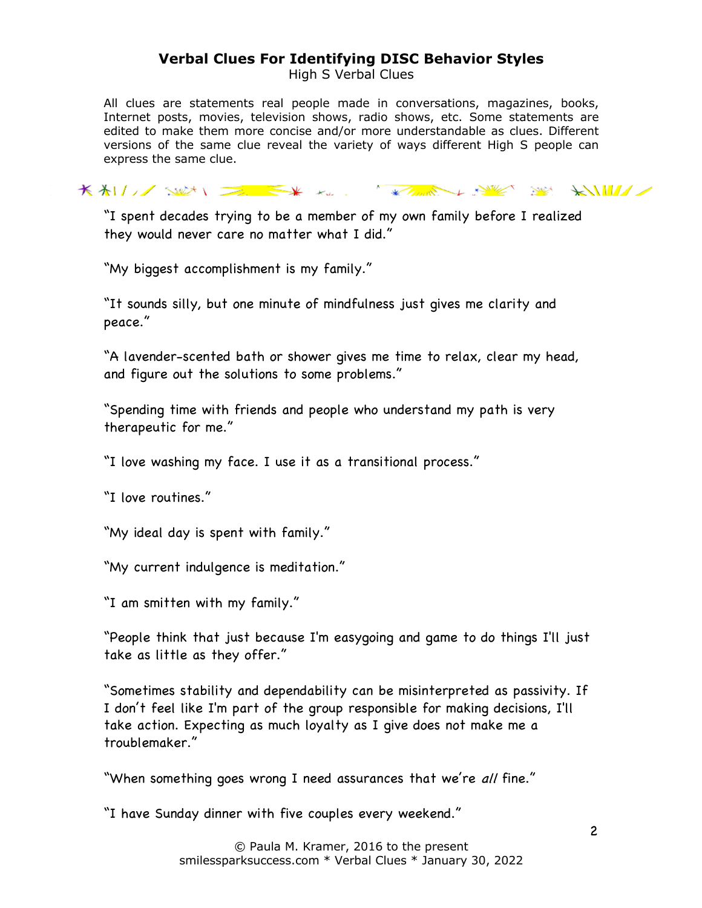## Verbal Clues For Identifying DISC Behavior Styles

High S Verbal Clues

All clues are statements real people made in conversations, magazines, books, Internet posts, movies, television shows, radio shows, etc. Some statements are edited to make them more concise and/or more understandable as clues. Different versions of the same clue reveal the variety of ways different High S people can express the same clue.

"I spent decades trying to be a member of my own family before I realized they would never care no matter what I did."

"My biggest accomplishment is my family."

"It sounds silly, but one minute of mindfulness just gives me clarity and peace."

"A lavender-scented bath or shower gives me time to relax, clear my head, and figure out the solutions to some problems."

"Spending time with friends and people who understand my path is very therapeutic for me."

"I love washing my face. I use it as a transitional process."

"I love routines."

"My ideal day is spent with family."

"My current indulgence is meditation."

"I am smitten with my family."

"People think that just because I'm easygoing and game to do things I'll just take as little as they offer."

"Sometimes stability and dependability can be misinterpreted as passivity. If I don't feel like I'm part of the group responsible for making decisions, I'll take action. Expecting as much loyalty as I give does not make me a troublemaker."

"When something goes wrong I need assurances that we're *all* fine."

"I have Sunday dinner with five couples every weekend."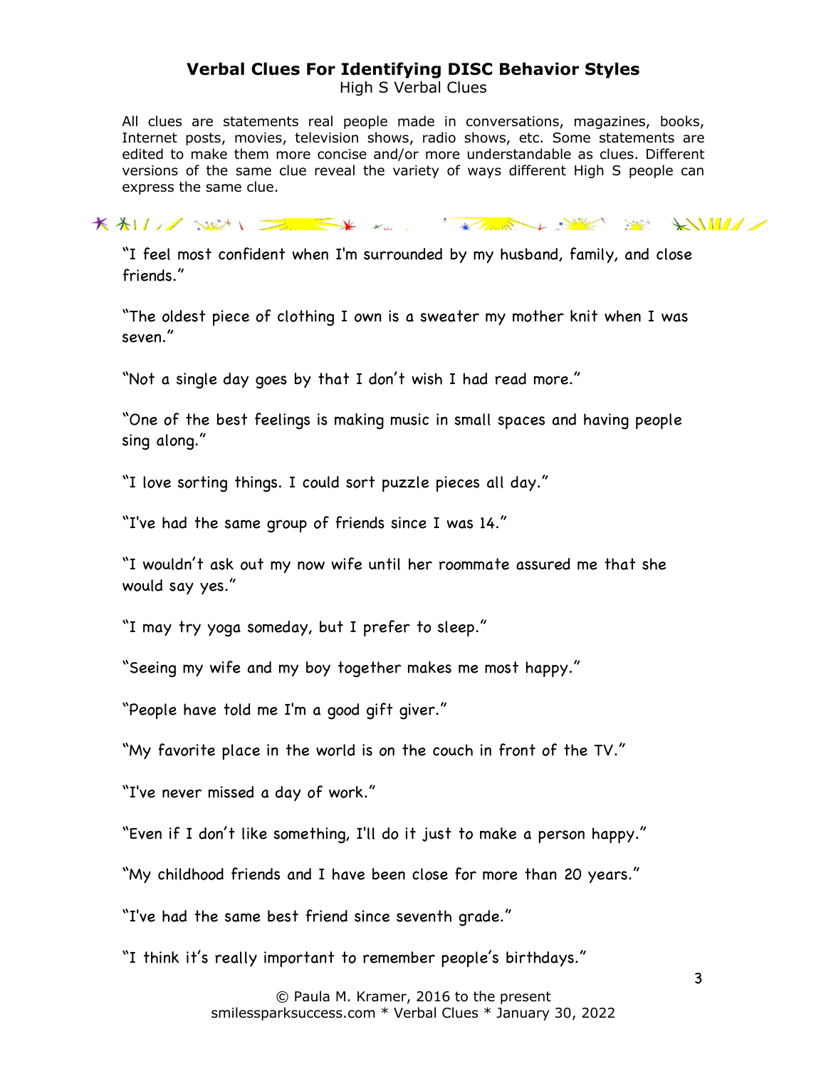# Verbal Clues For Identifying DISC Behavior Styles

High S Verbal Clues

All clues are statements real people made in conversations, magazines, books, Internet posts, movies, television shows, radio shows, etc. Some statements are edited to make them more concise and/or more understandable as clues. Different versions of the same clue reveal the variety of ways different High S people can express the same clue.

"I feel most confident when I'm surrounded by my husband, family, and close friends."

"The oldest piece of clothing I own is a sweater my mother knit when I was seven."

"Not a single day goes by that I don't wish I had read more."

"One of the best feelings is making music in small spaces and having people sing along."

"I love sorting things. I could sort puzzle pieces all day."

"I've had the same group of friends since I was 14."

"I wouldn't ask out my now wife until her roommate assured me that she would say yes."

"I may try yoga someday, but I prefer to sleep."

"Seeing my wife and my boy together makes me most happy."

"People have told me I'm a good gift giver."

"My favorite place in the world is on the couch in front of the TV."

"I've never missed a day of work."

"Even if I don't like something, I'll do it just to make a person happy."

"My childhood friends and I have been close for more than 20 years."

"I've had the same best friend since seventh grade."

"I think it's really important to remember people's birthdays."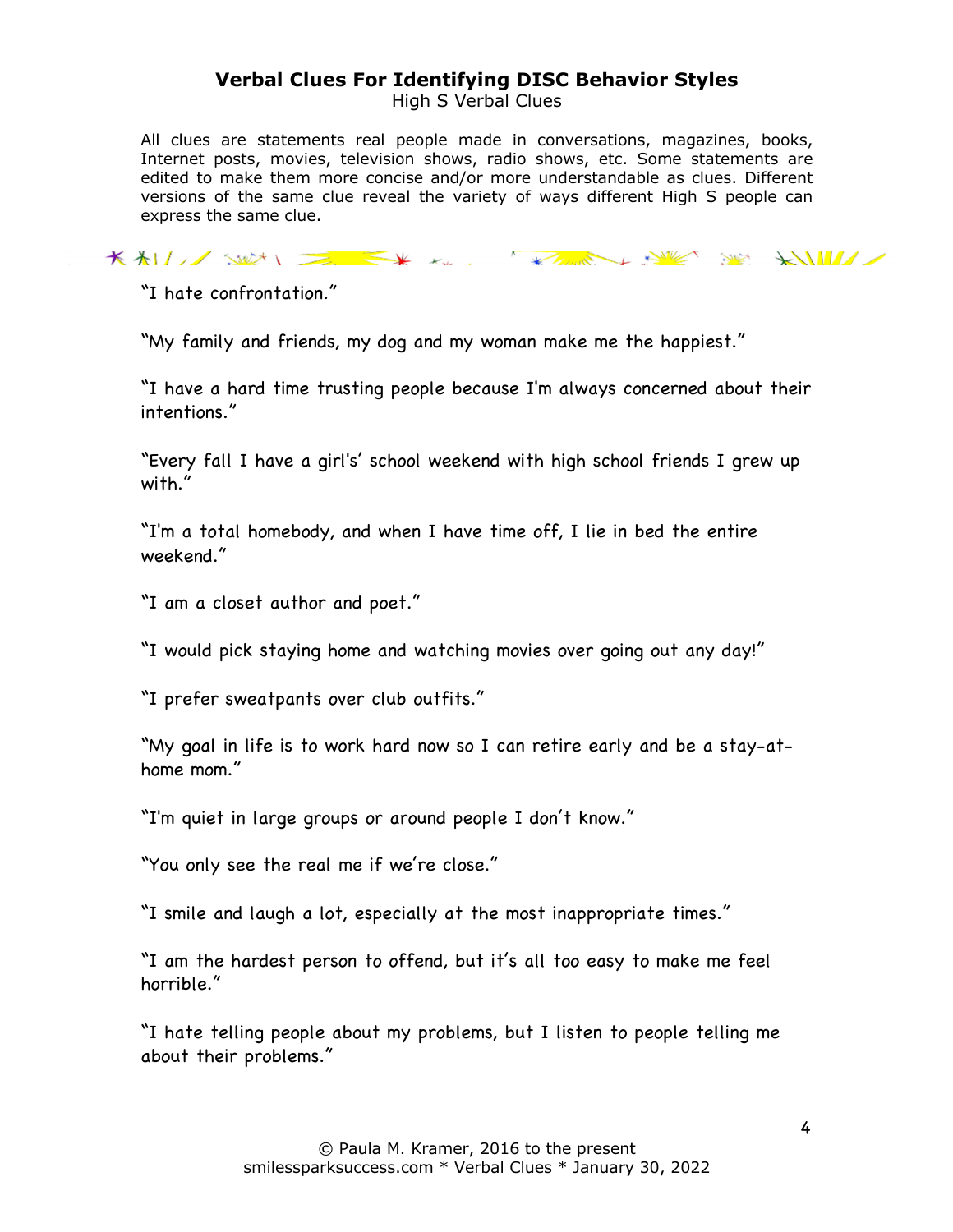# Verbal Clues For Identifying DISC Behavior Styles

## High S Verbal Clues

All clues are statements real people made in conversations, magazines, books, Internet posts, movies, television shows, radio shows, etc. Some statements are edited to make them more concise and/or more understandable as clues. Different versions of the same clue reveal the variety of ways different High S people can express the same clue.

"I hate confrontation."

"My family and friends, my dog and my woman make me the happiest."

"I have a hard time trusting people because I'm always concerned about their intentions."

"Every fall I have a girl's' school weekend with high school friends I grew up with."

"I'm a total homebody, and when I have time off, I lie in bed the entire weekend."

"I am a closet author and poet."

"I would pick staying home and watching movies over going out any day!"

"I prefer sweatpants over club outfits."

"My goal in life is to work hard now so I can retire early and be a stay-at-home mom."

"I'm quiet in large groups or around people I don't know."

"You only see the real me if we're close."

"I smile and laugh a lot, especially at the most inappropriate times."

"I am the hardest person to offend, but it's all too easy to make me feel horrible."

"I hate telling people about my problems, but I listen to people telling me about their problems."

© Paula M. Kramer, 2016 to the present
smilessparksuccess.com * Verbal Clues * January 30, 2022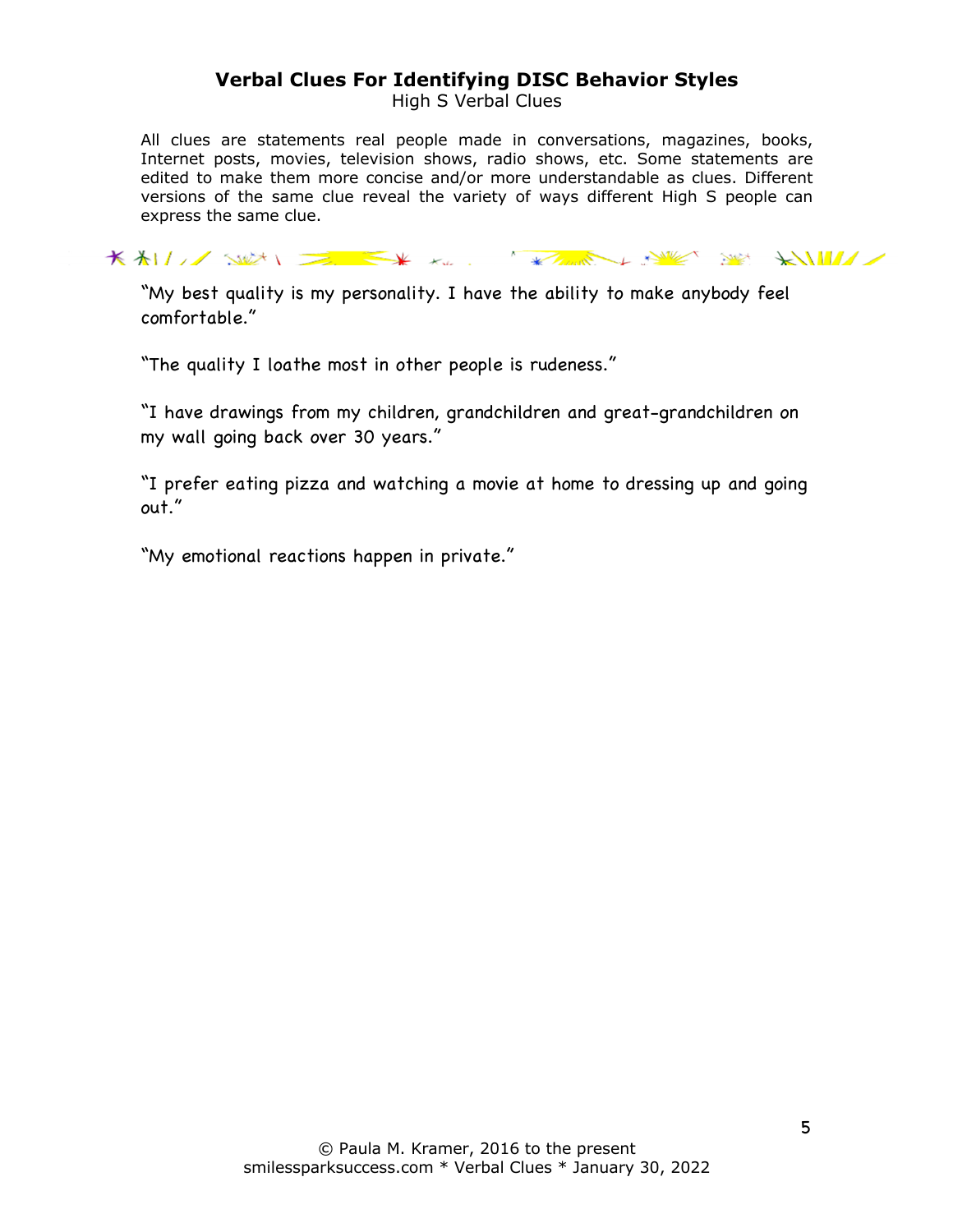# Verbal Clues For Identifying DISC Behavior Styles

High S Verbal Clues

All clues are statements real people made in conversations, magazines, books, Internet posts, movies, television shows, radio shows, etc. Some statements are edited to make them more concise and/or more understandable as clues. Different versions of the same clue reveal the variety of ways different High S people can express the same clue.

"My best quality is my personality. I have the ability to make anybody feel comfortable."

"The quality I loathe most in other people is rudeness."

"I have drawings from my children, grandchildren and great-grandchildren on my wall going back over 30 years."

"I prefer eating pizza and watching a movie at home to dressing up and going out."

"My emotional reactions happen in private."

© Paula M. Kramer, 2016 to the present
smilessparksuccess.com * Verbal Clues * January 30, 2022